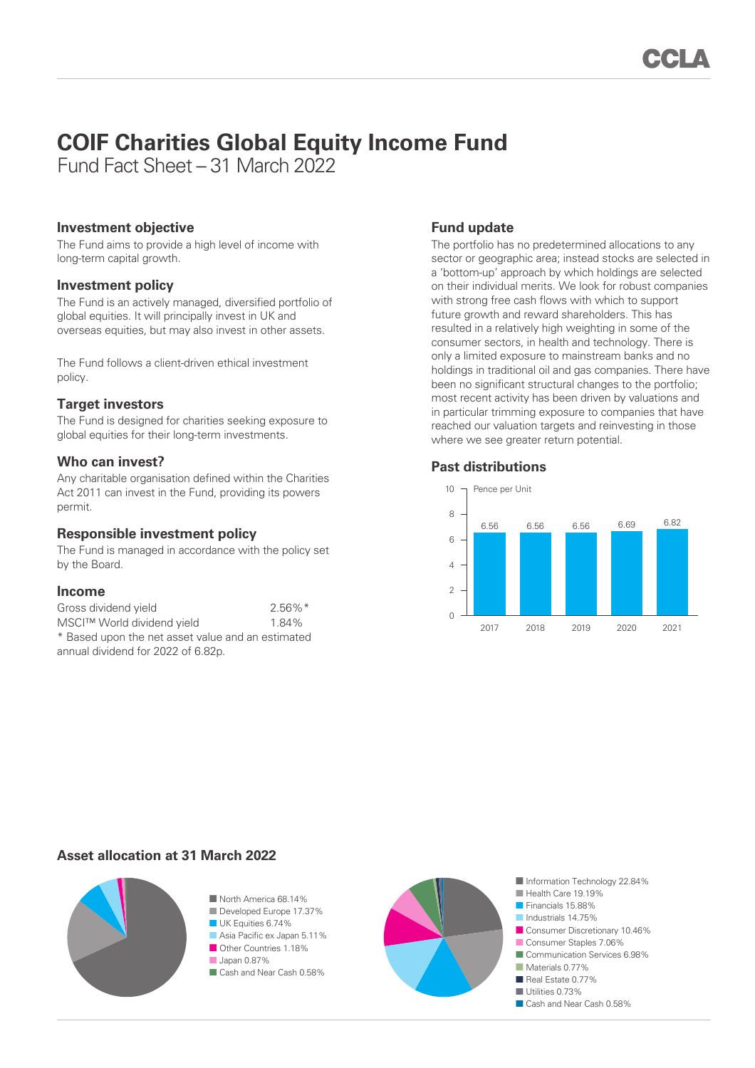# COIF Charities Global Equity Income Fund

Fund Fact Sheet – 31 March 2022

## Investment objective

The Fund aims to provide a high level of income with long-term capital growth.

## Investment policy

The Fund is an actively managed, diversified portfolio of global equities. It will principally invest in UK and overseas equities, but may also invest in other assets.

The Fund follows a client-driven ethical investment policy.

## Target investors

The Fund is designed for charities seeking exposure to global equities for their long-term investments.

## Who can invest?

Any charitable organisation defined within the Charities Act 2011 can invest in the Fund, providing its powers permit.

## Responsible investment policy

The Fund is managed in accordance with the policy set by the Board.

## Income

| | |
|---|---|
| Gross dividend yield | 2.56%* |
| MSCI™ World dividend yield | 1.84% |

* Based upon the net asset value and an estimated annual dividend for 2022 of 6.82p.

## Fund update

The portfolio has no predetermined allocations to any sector or geographic area; instead stocks are selected in a 'bottom-up' approach by which holdings are selected on their individual merits. We look for robust companies with strong free cash flows with which to support future growth and reward shareholders. This has resulted in a relatively high weighting in some of the consumer sectors, in health and technology. There is only a limited exposure to mainstream banks and no holdings in traditional oil and gas companies. There have been no significant structural changes to the portfolio; most recent activity has been driven by valuations and in particular trimming exposure to companies that have reached our valuation targets and reinvesting in those where we see greater return potential.

## Past distributions

Pence per Unit

| Year | Pence per Unit |
|---|---|
| 2017 | 6.56 |
| 2018 | 6.56 |
| 2019 | 6.56 |
| 2020 | 6.69 |
| 2021 | 6.82 |

## Asset allocation at 31 March 2022

| Region | % |
|---|---|
| North America | 68.14% |
| Developed Europe | 17.37% |
| UK Equities | 6.74% |
| Asia Pacific ex Japan | 5.11% |
| Other Countries | 1.18% |
| Japan | 0.87% |
| Cash and Near Cash | 0.58% |

| Sector | % |
|---|---|
| Information Technology | 22.84% |
| Health Care | 19.19% |
| Financials | 15.88% |
| Industrials | 14.75% |
| Consumer Discretionary | 10.46% |
| Consumer Staples | 7.06% |
| Communication Services | 6.98% |
| Materials | 0.77% |
| Real Estate | 0.77% |
| Utilities | 0.73% |
| Cash and Near Cash | 0.58% |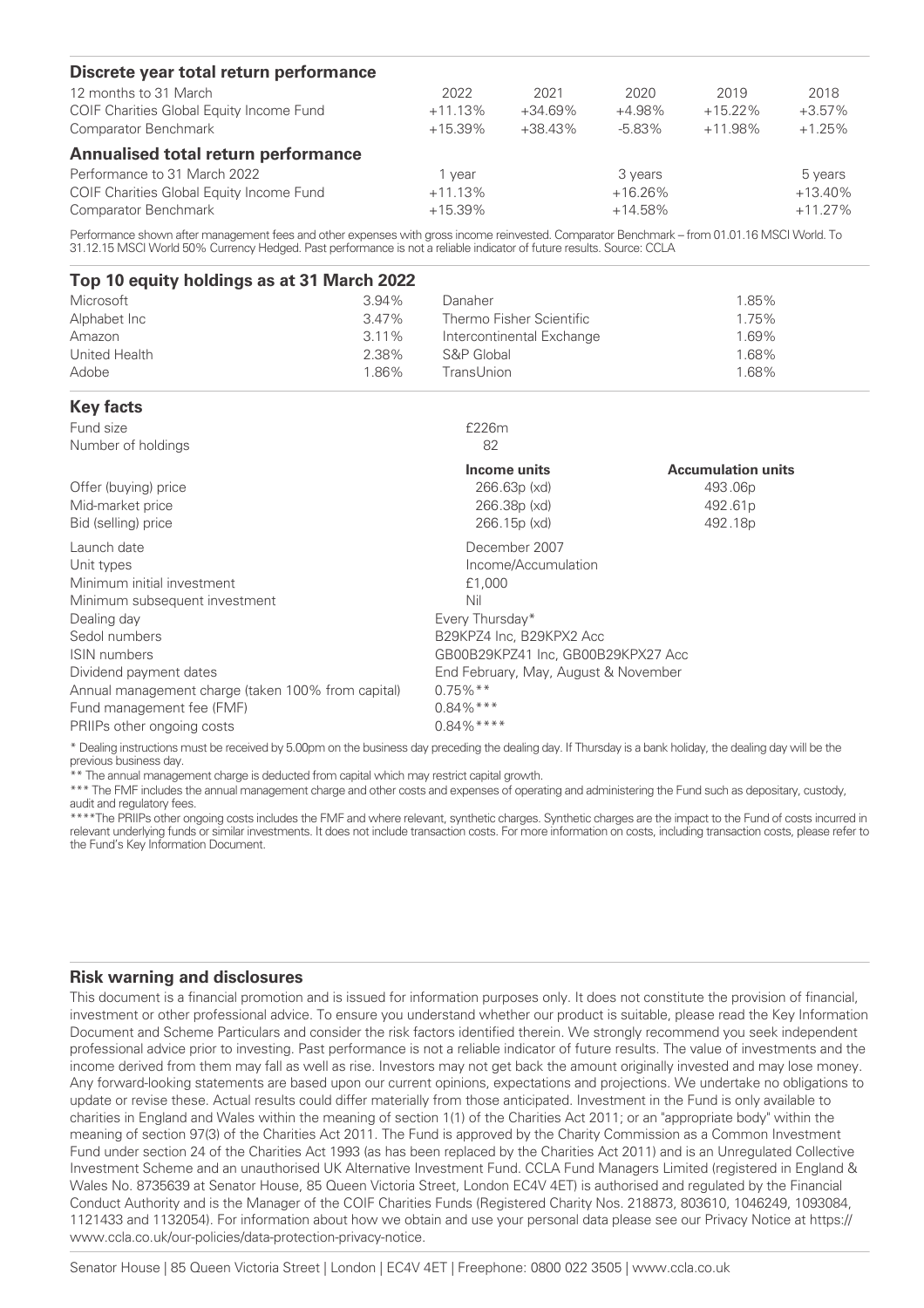## Discrete year total return performance

| 12 months to 31 March | 2022 | 2021 | 2020 | 2019 | 2018 |
|---|---|---|---|---|---|
| COIF Charities Global Equity Income Fund | +11.13% | +34.69% | +4.98% | +15.22% | +3.57% |
| Comparator Benchmark | +15.39% | +38.43% | -5.83% | +11.98% | +1.25% |

## Annualised total return performance

| Performance to 31 March 2022 | 1 year | 3 years | 5 years |
|---|---|---|---|
| COIF Charities Global Equity Income Fund | +11.13% | +16.26% | +13.40% |
| Comparator Benchmark | +15.39% | +14.58% | +11.27% |

Performance shown after management fees and other expenses with gross income reinvested. Comparator Benchmark – from 01.01.16 MSCI World. To 31.12.15 MSCI World 50% Currency Hedged. Past performance is not a reliable indicator of future results. Source: CCLA

## Top 10 equity holdings as at 31 March 2022

| | | | |
|---|---|---|---|
| Microsoft | 3.94% | Danaher | 1.85% |
| Alphabet Inc | 3.47% | Thermo Fisher Scientific | 1.75% |
| Amazon | 3.11% | Intercontinental Exchange | 1.69% |
| United Health | 2.38% | S&P Global | 1.68% |
| Adobe | 1.86% | TransUnion | 1.68% |

## Key facts

| | | |
|---|---|---|
| Fund size | £226m | |
| Number of holdings | 82 | |
| | **Income units** | **Accumulation units** |
| Offer (buying) price | 266.63p (xd) | 493.06p |
| Mid-market price | 266.38p (xd) | 492.61p |
| Bid (selling) price | 266.15p (xd) | 492.18p |
| Launch date | December 2007 | |
| Unit types | Income/Accumulation | |
| Minimum initial investment | £1,000 | |
| Minimum subsequent investment | Nil | |
| Dealing day | Every Thursday* | |
| Sedol numbers | B29KPZ4 Inc, B29KPX2 Acc | |
| ISIN numbers | GB00B29KPZ41 Inc, GB00B29KPX27 Acc | |
| Dividend payment dates | End February, May, August & November | |
| Annual management charge (taken 100% from capital) | 0.75%** | |
| Fund management fee (FMF) | 0.84%*** | |
| PRIIPs other ongoing costs | 0.84%**** | |

* Dealing instructions must be received by 5.00pm on the business day preceding the dealing day. If Thursday is a bank holiday, the dealing day will be the previous business day.

** The annual management charge is deducted from capital which may restrict capital growth.

*** The FMF includes the annual management charge and other costs and expenses of operating and administering the Fund such as depositary, custody, audit and regulatory fees.

****The PRIIPs other ongoing costs includes the FMF and where relevant, synthetic charges. Synthetic charges are the impact to the Fund of costs incurred in relevant underlying funds or similar investments. It does not include transaction costs. For more information on costs, including transaction costs, please refer to the Fund's Key Information Document.

## Risk warning and disclosures

This document is a financial promotion and is issued for information purposes only. It does not constitute the provision of financial, investment or other professional advice. To ensure you understand whether our product is suitable, please read the Key Information Document and Scheme Particulars and consider the risk factors identified therein. We strongly recommend you seek independent professional advice prior to investing. Past performance is not a reliable indicator of future results. The value of investments and the income derived from them may fall as well as rise. Investors may not get back the amount originally invested and may lose money. Any forward-looking statements are based upon our current opinions, expectations and projections. We undertake no obligations to update or revise these. Actual results could differ materially from those anticipated. Investment in the Fund is only available to charities in England and Wales within the meaning of section 1(1) of the Charities Act 2011; or an "appropriate body" within the meaning of section 97(3) of the Charities Act 2011. The Fund is approved by the Charity Commission as a Common Investment Fund under section 24 of the Charities Act 1993 (as has been replaced by the Charities Act 2011) and is an Unregulated Collective Investment Scheme and an unauthorised UK Alternative Investment Fund. CCLA Fund Managers Limited (registered in England & Wales No. 8735639 at Senator House, 85 Queen Victoria Street, London EC4V 4ET) is authorised and regulated by the Financial Conduct Authority and is the Manager of the COIF Charities Funds (Registered Charity Nos. 218873, 803610, 1046249, 1093084, 1121433 and 1132054). For information about how we obtain and use your personal data please see our Privacy Notice at https://www.ccla.co.uk/our-policies/data-protection-privacy-notice.

Senator House | 85 Queen Victoria Street | London | EC4V 4ET | Freephone: 0800 022 3505 | www.ccla.co.uk